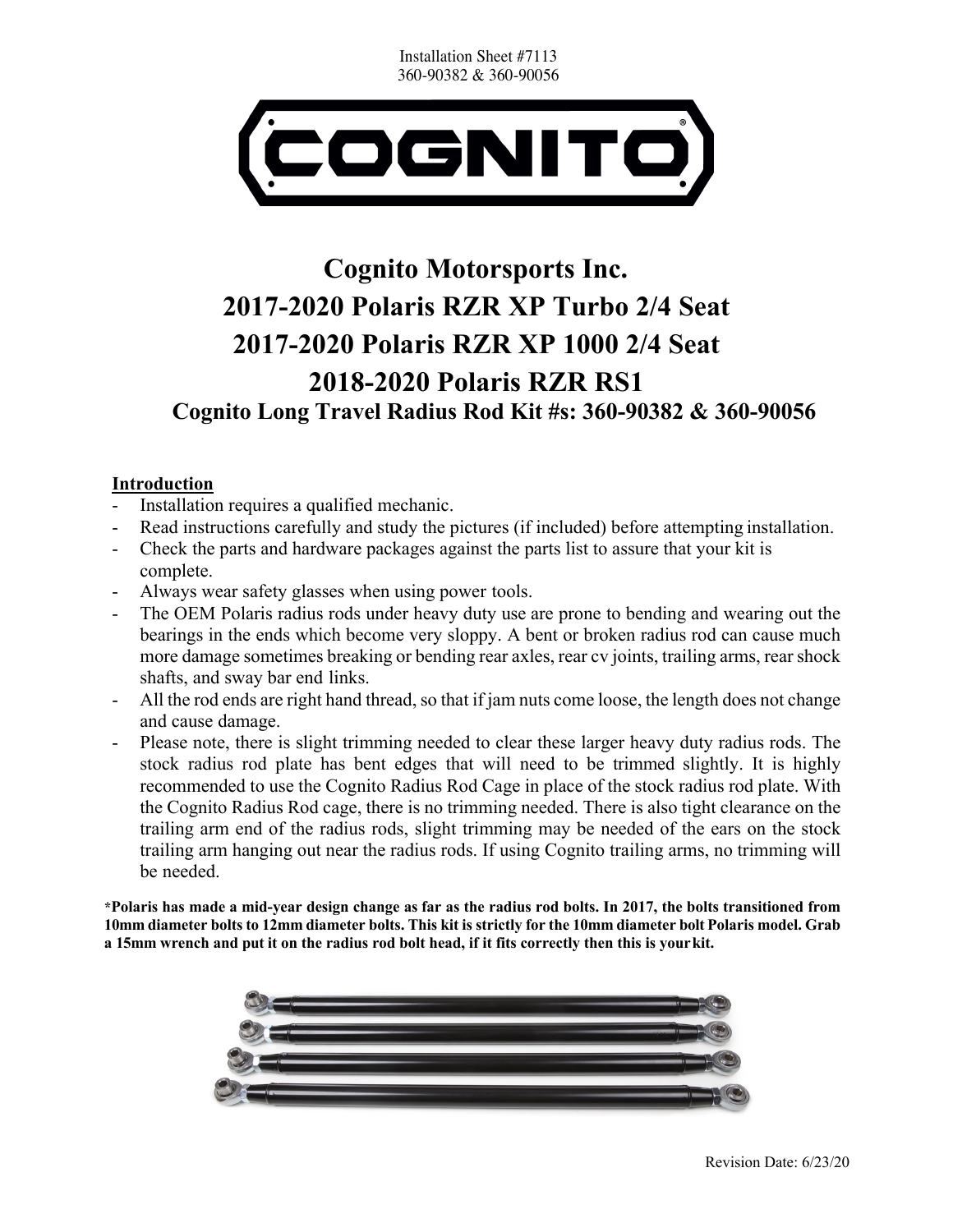Installation Sheet #7113
360-90382 & 360-90056

# Cognito Motorsports Inc.

# 2017-2020 Polaris RZR XP Turbo 2/4 Seat

# 2017-2020 Polaris RZR XP 1000 2/4 Seat

# 2018-2020 Polaris RZR RS1

## Cognito Long Travel Radius Rod Kit #s: 360-90382 & 360-90056

### Introduction

- Installation requires a qualified mechanic.
- Read instructions carefully and study the pictures (if included) before attempting installation.
- Check the parts and hardware packages against the parts list to assure that your kit is complete.
- Always wear safety glasses when using power tools.
- The OEM Polaris radius rods under heavy duty use are prone to bending and wearing out the bearings in the ends which become very sloppy. A bent or broken radius rod can cause much more damage sometimes breaking or bending rear axles, rear cv joints, trailing arms, rear shock shafts, and sway bar end links.
- All the rod ends are right hand thread, so that if jam nuts come loose, the length does not change and cause damage.
- Please note, there is slight trimming needed to clear these larger heavy duty radius rods. The stock radius rod plate has bent edges that will need to be trimmed slightly. It is highly recommended to use the Cognito Radius Rod Cage in place of the stock radius rod plate. With the Cognito Radius Rod cage, there is no trimming needed. There is also tight clearance on the trailing arm end of the radius rods, slight trimming may be needed of the ears on the stock trailing arm hanging out near the radius rods. If using Cognito trailing arms, no trimming will be needed.

**\*Polaris has made a mid-year design change as far as the radius rod bolts. In 2017, the bolts transitioned from 10mm diameter bolts to 12mm diameter bolts. This kit is strictly for the 10mm diameter bolt Polaris model. Grab a 15mm wrench and put it on the radius rod bolt head, if it fits correctly then this is your kit.**

Revision Date: 6/23/20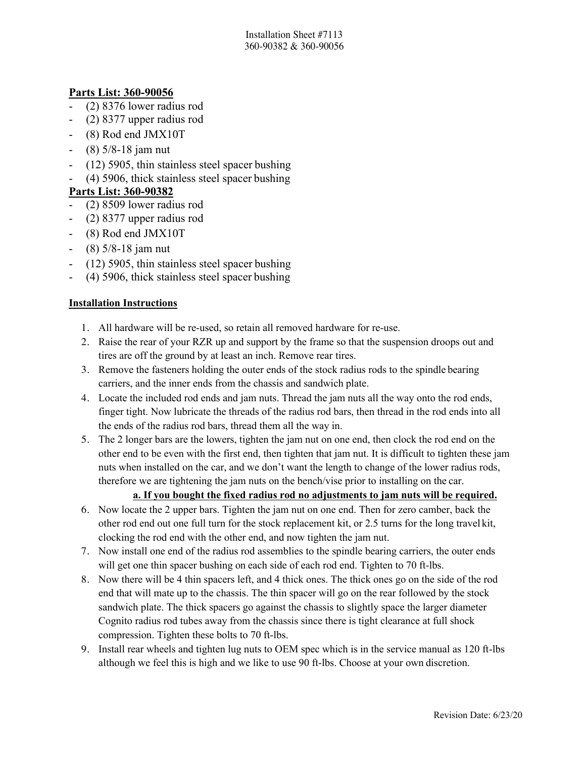Installation Sheet #7113
360-90382 & 360-90056

**Parts List: 360-90056**

- (2) 8376 lower radius rod
- (2) 8377 upper radius rod
- (8) Rod end JMX10T
- (8) 5/8-18 jam nut
- (12) 5905, thin stainless steel spacer bushing
- (4) 5906, thick stainless steel spacer bushing

**Parts List: 360-90382**

- (2) 8509 lower radius rod
- (2) 8377 upper radius rod
- (8) Rod end JMX10T
- (8) 5/8-18 jam nut
- (12) 5905, thin stainless steel spacer bushing
- (4) 5906, thick stainless steel spacer bushing

**Installation Instructions**

1. All hardware will be re-used, so retain all removed hardware for re-use.
2. Raise the rear of your RZR up and support by the frame so that the suspension droops out and tires are off the ground by at least an inch. Remove rear tires.
3. Remove the fasteners holding the outer ends of the stock radius rods to the spindle bearing carriers, and the inner ends from the chassis and sandwich plate.
4. Locate the included rod ends and jam nuts. Thread the jam nuts all the way onto the rod ends, finger tight. Now lubricate the threads of the radius rod bars, then thread in the rod ends into all the ends of the radius rod bars, thread them all the way in.
5. The 2 longer bars are the lowers, tighten the jam nut on one end, then clock the rod end on the other end to be even with the first end, then tighten that jam nut. It is difficult to tighten these jam nuts when installed on the car, and we don't want the length to change of the lower radius rods, therefore we are tightening the jam nuts on the bench/vise prior to installing on the car.
   **a. If you bought the fixed radius rod no adjustments to jam nuts will be required.**
6. Now locate the 2 upper bars. Tighten the jam nut on one end. Then for zero camber, back the other rod end out one full turn for the stock replacement kit, or 2.5 turns for the long travel kit, clocking the rod end with the other end, and now tighten the jam nut.
7. Now install one end of the radius rod assemblies to the spindle bearing carriers, the outer ends will get one thin spacer bushing on each side of each rod end. Tighten to 70 ft-lbs.
8. Now there will be 4 thin spacers left, and 4 thick ones. The thick ones go on the side of the rod end that will mate up to the chassis. The thin spacer will go on the rear followed by the stock sandwich plate. The thick spacers go against the chassis to slightly space the larger diameter Cognito radius rod tubes away from the chassis since there is tight clearance at full shock compression. Tighten these bolts to 70 ft-lbs.
9. Install rear wheels and tighten lug nuts to OEM spec which is in the service manual as 120 ft-lbs although we feel this is high and we like to use 90 ft-lbs. Choose at your own discretion.

Revision Date: 6/23/20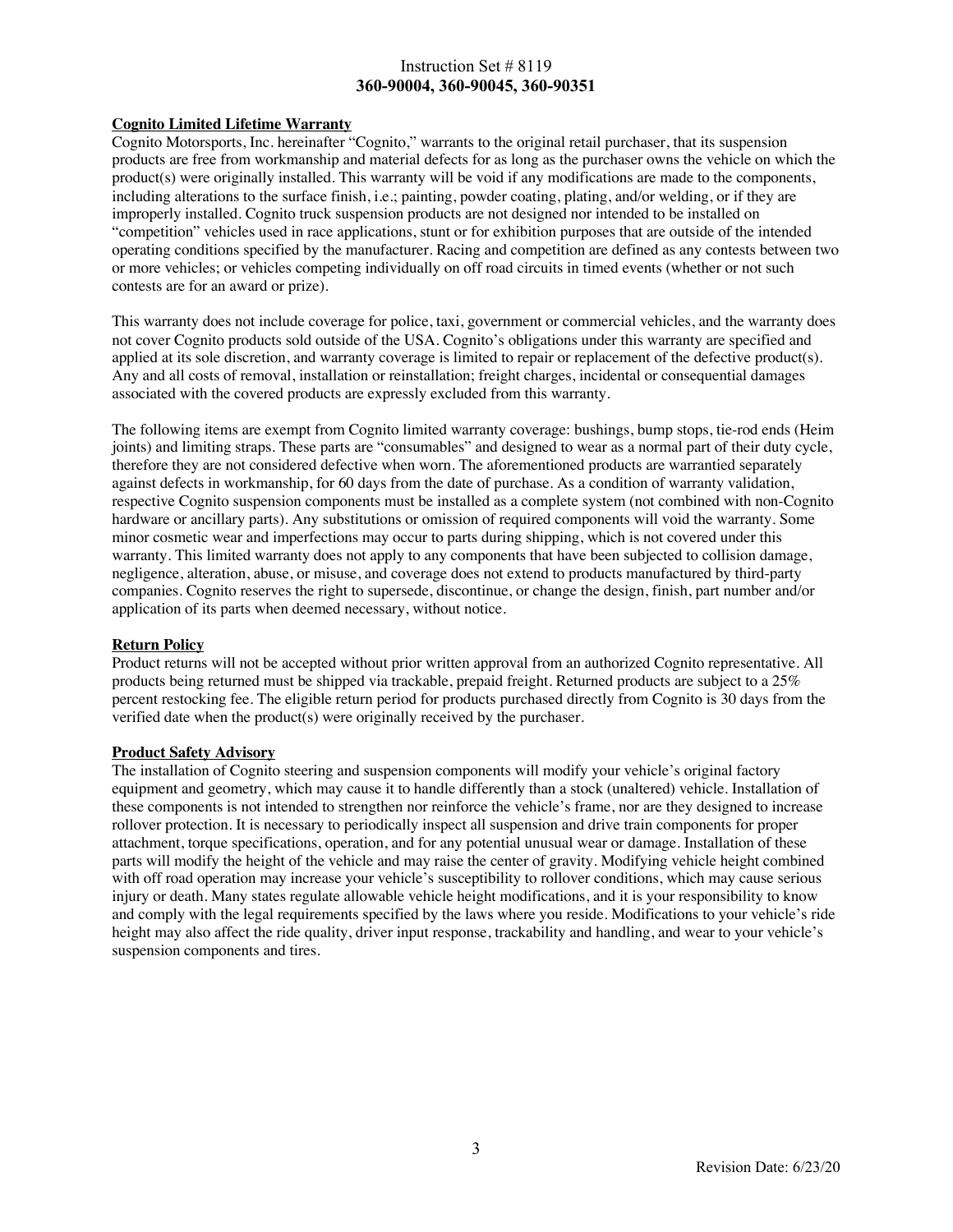## Cognito Limited Lifetime Warranty

Cognito Motorsports, Inc. hereinafter "Cognito," warrants to the original retail purchaser, that its suspension products are free from workmanship and material defects for as long as the purchaser owns the vehicle on which the product(s) were originally installed. This warranty will be void if any modifications are made to the components, including alterations to the surface finish, i.e.; painting, powder coating, plating, and/or welding, or if they are improperly installed. Cognito truck suspension products are not designed nor intended to be installed on "competition" vehicles used in race applications, stunt or for exhibition purposes that are outside of the intended operating conditions specified by the manufacturer. Racing and competition are defined as any contests between two or more vehicles; or vehicles competing individually on off road circuits in timed events (whether or not such contests are for an award or prize).

This warranty does not include coverage for police, taxi, government or commercial vehicles, and the warranty does not cover Cognito products sold outside of the USA. Cognito's obligations under this warranty are specified and applied at its sole discretion, and warranty coverage is limited to repair or replacement of the defective product(s). Any and all costs of removal, installation or reinstallation; freight charges, incidental or consequential damages associated with the covered products are expressly excluded from this warranty.

The following items are exempt from Cognito limited warranty coverage: bushings, bump stops, tie-rod ends (Heim joints) and limiting straps. These parts are "consumables" and designed to wear as a normal part of their duty cycle, therefore they are not considered defective when worn. The aforementioned products are warrantied separately against defects in workmanship, for 60 days from the date of purchase. As a condition of warranty validation, respective Cognito suspension components must be installed as a complete system (not combined with non-Cognito hardware or ancillary parts). Any substitutions or omission of required components will void the warranty. Some minor cosmetic wear and imperfections may occur to parts during shipping, which is not covered under this warranty. This limited warranty does not apply to any components that have been subjected to collision damage, negligence, alteration, abuse, or misuse, and coverage does not extend to products manufactured by third-party companies. Cognito reserves the right to supersede, discontinue, or change the design, finish, part number and/or application of its parts when deemed necessary, without notice.

## Return Policy

Product returns will not be accepted without prior written approval from an authorized Cognito representative. All products being returned must be shipped via trackable, prepaid freight. Returned products are subject to a 25% percent restocking fee. The eligible return period for products purchased directly from Cognito is 30 days from the verified date when the product(s) were originally received by the purchaser.

## Product Safety Advisory

The installation of Cognito steering and suspension components will modify your vehicle's original factory equipment and geometry, which may cause it to handle differently than a stock (unaltered) vehicle. Installation of these components is not intended to strengthen nor reinforce the vehicle's frame, nor are they designed to increase rollover protection. It is necessary to periodically inspect all suspension and drive train components for proper attachment, torque specifications, operation, and for any potential unusual wear or damage. Installation of these parts will modify the height of the vehicle and may raise the center of gravity. Modifying vehicle height combined with off road operation may increase your vehicle's susceptibility to rollover conditions, which may cause serious injury or death. Many states regulate allowable vehicle height modifications, and it is your responsibility to know and comply with the legal requirements specified by the laws where you reside. Modifications to your vehicle's ride height may also affect the ride quality, driver input response, trackability and handling, and wear to your vehicle's suspension components and tires.